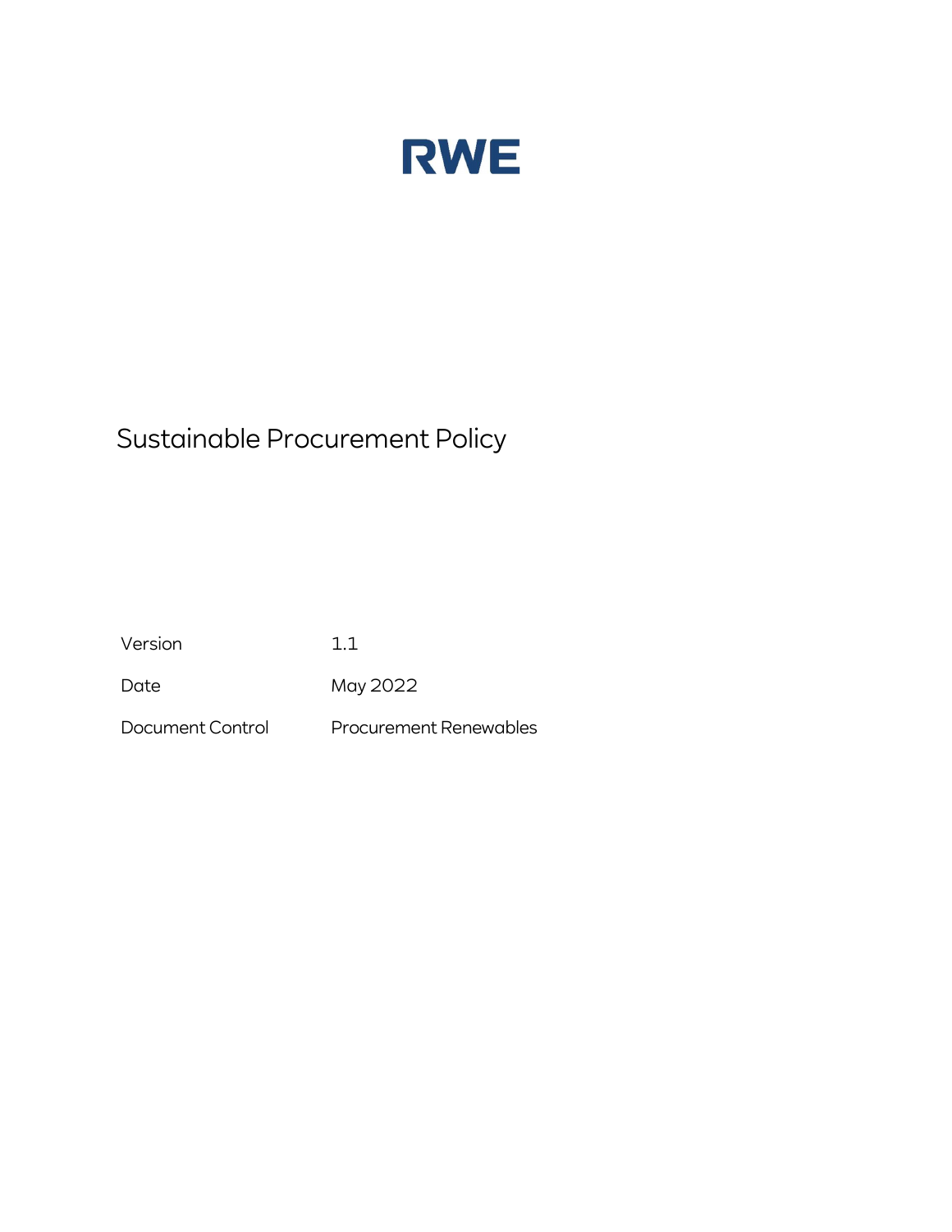RWE

# Sustainable Procurement Policy

| | |
|---|---|
| Version | 1.1 |
| Date | May 2022 |
| Document Control | Procurement Renewables |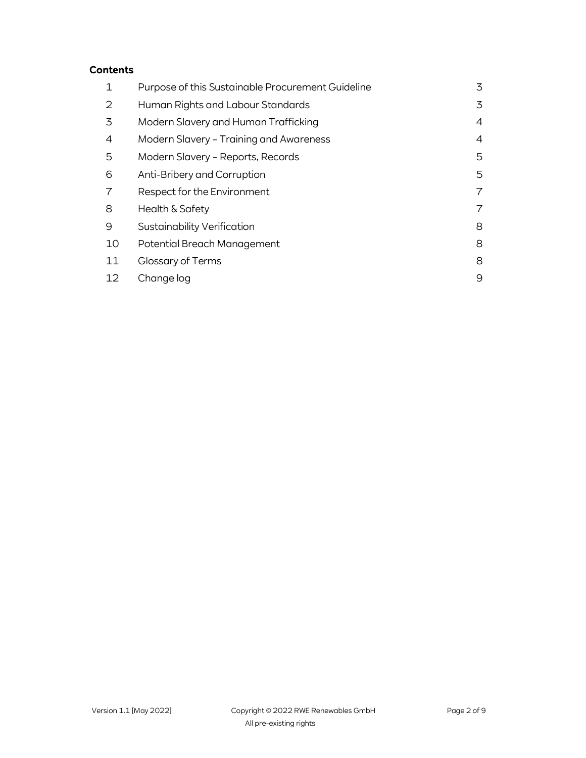**Contents**

| | | |
|---|---|---|
| 1 | Purpose of this Sustainable Procurement Guideline | 3 |
| 2 | Human Rights and Labour Standards | 3 |
| 3 | Modern Slavery and Human Trafficking | 4 |
| 4 | Modern Slavery – Training and Awareness | 4 |
| 5 | Modern Slavery – Reports, Records | 5 |
| 6 | Anti-Bribery and Corruption | 5 |
| 7 | Respect for the Environment | 7 |
| 8 | Health & Safety | 7 |
| 9 | Sustainability Verification | 8 |
| 10 | Potential Breach Management | 8 |
| 11 | Glossary of Terms | 8 |
| 12 | Change log | 9 |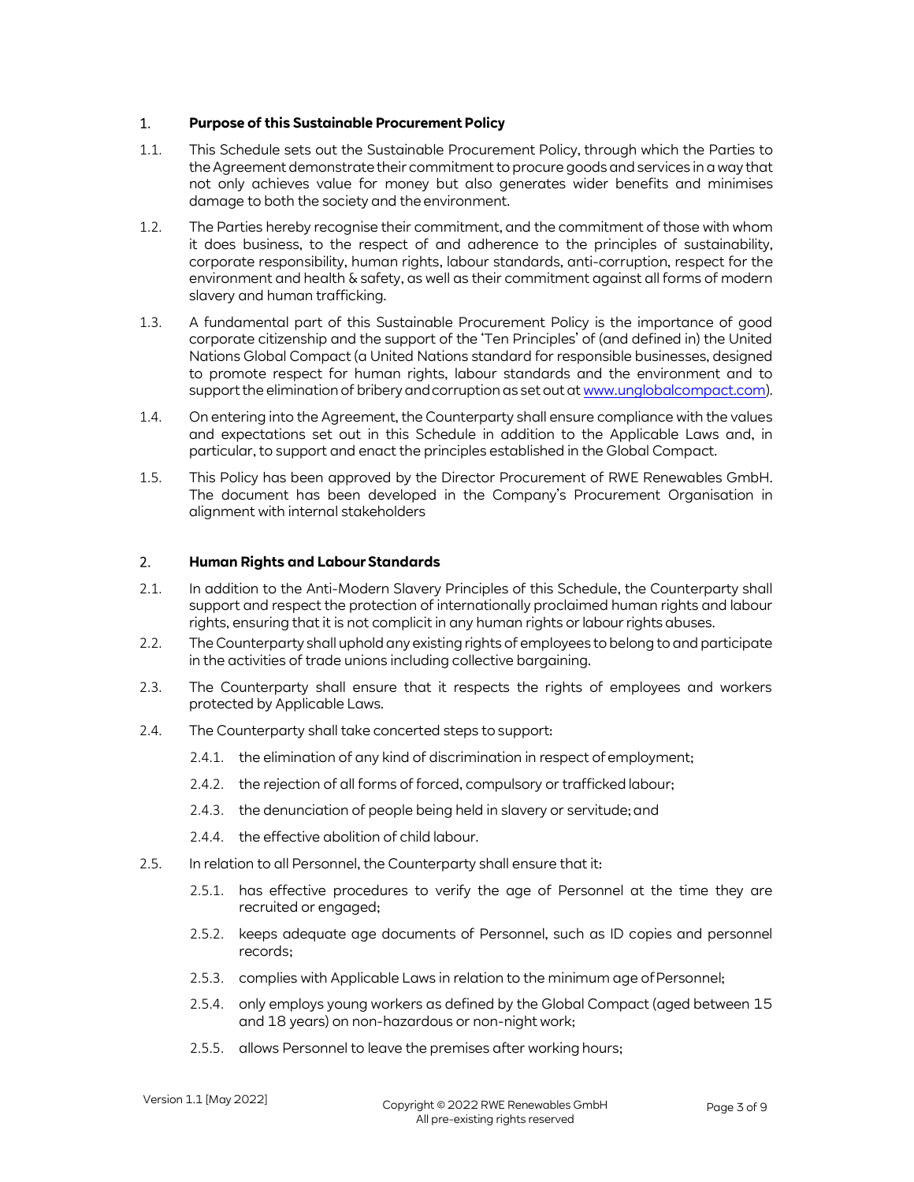## 1. Purpose of this Sustainable Procurement Policy

1.1. This Schedule sets out the Sustainable Procurement Policy, through which the Parties to the Agreement demonstrate their commitment to procure goods and services in a way that not only achieves value for money but also generates wider benefits and minimises damage to both the society and the environment.

1.2. The Parties hereby recognise their commitment, and the commitment of those with whom it does business, to the respect of and adherence to the principles of sustainability, corporate responsibility, human rights, labour standards, anti-corruption, respect for the environment and health & safety, as well as their commitment against all forms of modern slavery and human trafficking.

1.3. A fundamental part of this Sustainable Procurement Policy is the importance of good corporate citizenship and the support of the 'Ten Principles' of (and defined in) the United Nations Global Compact (a United Nations standard for responsible businesses, designed to promote respect for human rights, labour standards and the environment and to support the elimination of bribery and corruption as set out at www.unglobalcompact.com).

1.4. On entering into the Agreement, the Counterparty shall ensure compliance with the values and expectations set out in this Schedule in addition to the Applicable Laws and, in particular, to support and enact the principles established in the Global Compact.

1.5. This Policy has been approved by the Director Procurement of RWE Renewables GmbH. The document has been developed in the Company's Procurement Organisation in alignment with internal stakeholders

## 2. Human Rights and Labour Standards

2.1. In addition to the Anti-Modern Slavery Principles of this Schedule, the Counterparty shall support and respect the protection of internationally proclaimed human rights and labour rights, ensuring that it is not complicit in any human rights or labour rights abuses.

2.2. The Counterparty shall uphold any existing rights of employees to belong to and participate in the activities of trade unions including collective bargaining.

2.3. The Counterparty shall ensure that it respects the rights of employees and workers protected by Applicable Laws.

2.4. The Counterparty shall take concerted steps to support:

- 2.4.1. the elimination of any kind of discrimination in respect of employment;
- 2.4.2. the rejection of all forms of forced, compulsory or trafficked labour;
- 2.4.3. the denunciation of people being held in slavery or servitude; and
- 2.4.4. the effective abolition of child labour.

2.5. In relation to all Personnel, the Counterparty shall ensure that it:

- 2.5.1. has effective procedures to verify the age of Personnel at the time they are recruited or engaged;
- 2.5.2. keeps adequate age documents of Personnel, such as ID copies and personnel records;
- 2.5.3. complies with Applicable Laws in relation to the minimum age of Personnel;
- 2.5.4. only employs young workers as defined by the Global Compact (aged between 15 and 18 years) on non-hazardous or non-night work;
- 2.5.5. allows Personnel to leave the premises after working hours;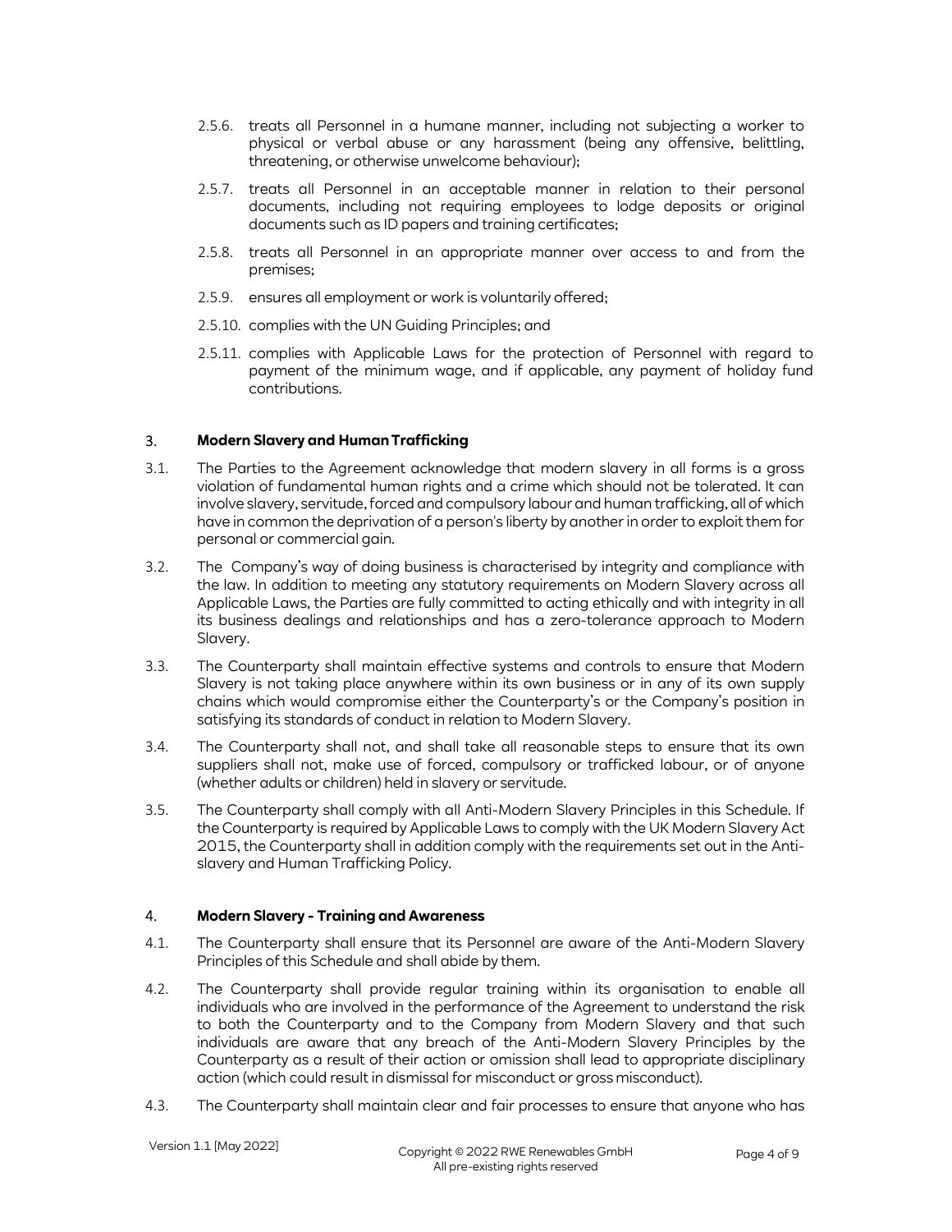2.5.6. treats all Personnel in a humane manner, including not subjecting a worker to physical or verbal abuse or any harassment (being any offensive, belittling, threatening, or otherwise unwelcome behaviour);

2.5.7. treats all Personnel in an acceptable manner in relation to their personal documents, including not requiring employees to lodge deposits or original documents such as ID papers and training certificates;

2.5.8. treats all Personnel in an appropriate manner over access to and from the premises;

2.5.9. ensures all employment or work is voluntarily offered;

2.5.10. complies with the UN Guiding Principles; and

2.5.11. complies with Applicable Laws for the protection of Personnel with regard to payment of the minimum wage, and if applicable, any payment of holiday fund contributions.

## 3. Modern Slavery and Human Trafficking

3.1. The Parties to the Agreement acknowledge that modern slavery in all forms is a gross violation of fundamental human rights and a crime which should not be tolerated. It can involve slavery, servitude, forced and compulsory labour and human trafficking, all of which have in common the deprivation of a person's liberty by another in order to exploit them for personal or commercial gain.

3.2. The Company's way of doing business is characterised by integrity and compliance with the law. In addition to meeting any statutory requirements on Modern Slavery across all Applicable Laws, the Parties are fully committed to acting ethically and with integrity in all its business dealings and relationships and has a zero-tolerance approach to Modern Slavery.

3.3. The Counterparty shall maintain effective systems and controls to ensure that Modern Slavery is not taking place anywhere within its own business or in any of its own supply chains which would compromise either the Counterparty's or the Company's position in satisfying its standards of conduct in relation to Modern Slavery.

3.4. The Counterparty shall not, and shall take all reasonable steps to ensure that its own suppliers shall not, make use of forced, compulsory or trafficked labour, or of anyone (whether adults or children) held in slavery or servitude.

3.5. The Counterparty shall comply with all Anti-Modern Slavery Principles in this Schedule. If the Counterparty is required by Applicable Laws to comply with the UK Modern Slavery Act 2015, the Counterparty shall in addition comply with the requirements set out in the Anti-slavery and Human Trafficking Policy.

## 4. Modern Slavery - Training and Awareness

4.1. The Counterparty shall ensure that its Personnel are aware of the Anti-Modern Slavery Principles of this Schedule and shall abide by them.

4.2. The Counterparty shall provide regular training within its organisation to enable all individuals who are involved in the performance of the Agreement to understand the risk to both the Counterparty and to the Company from Modern Slavery and that such individuals are aware that any breach of the Anti-Modern Slavery Principles by the Counterparty as a result of their action or omission shall lead to appropriate disciplinary action (which could result in dismissal for misconduct or gross misconduct).

4.3. The Counterparty shall maintain clear and fair processes to ensure that anyone who has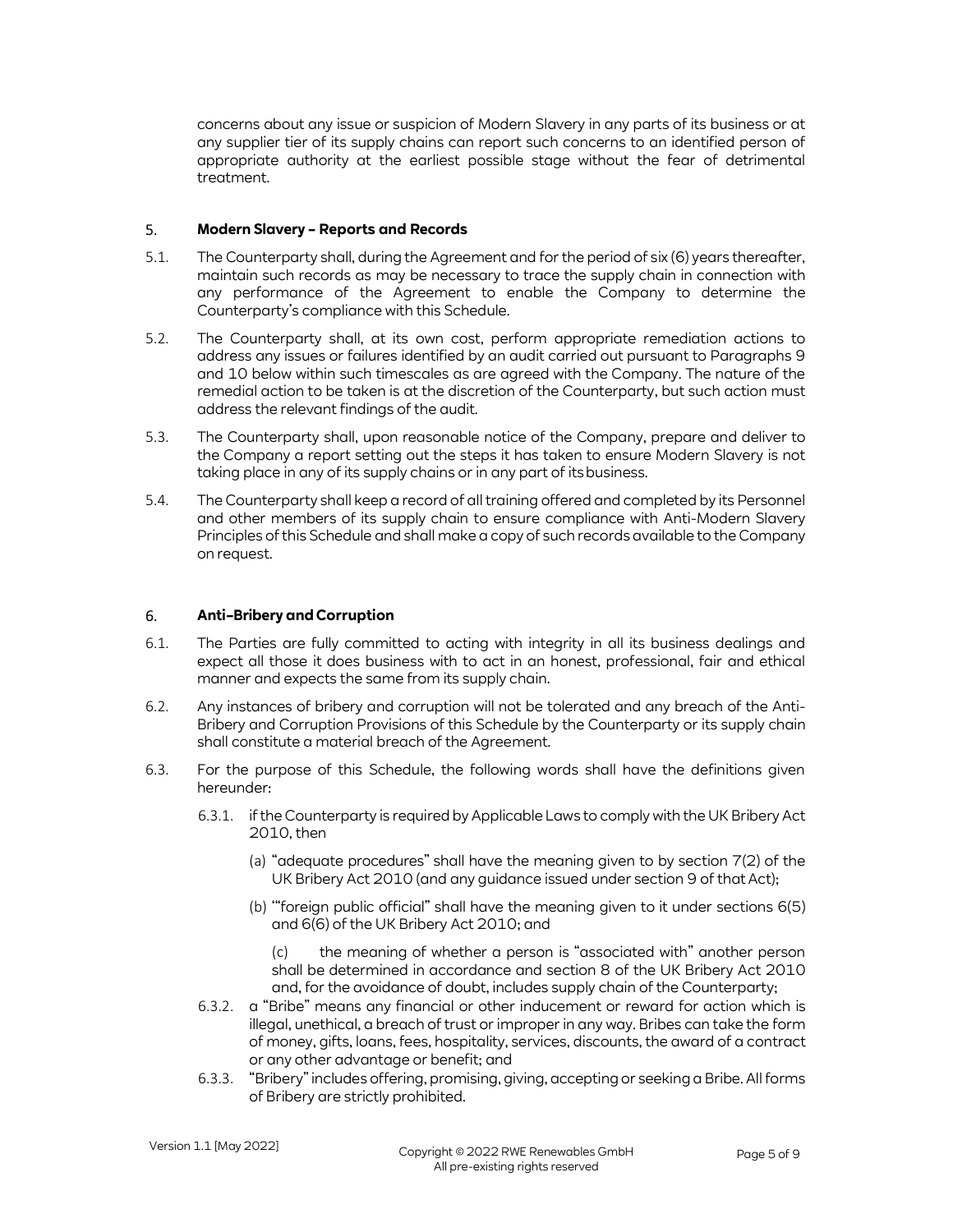concerns about any issue or suspicion of Modern Slavery in any parts of its business or at any supplier tier of its supply chains can report such concerns to an identified person of appropriate authority at the earliest possible stage without the fear of detrimental treatment.

## 5. Modern Slavery – Reports and Records

5.1. The Counterparty shall, during the Agreement and for the period of six (6) years thereafter, maintain such records as may be necessary to trace the supply chain in connection with any performance of the Agreement to enable the Company to determine the Counterparty's compliance with this Schedule.

5.2. The Counterparty shall, at its own cost, perform appropriate remediation actions to address any issues or failures identified by an audit carried out pursuant to Paragraphs 9 and 10 below within such timescales as are agreed with the Company. The nature of the remedial action to be taken is at the discretion of the Counterparty, but such action must address the relevant findings of the audit.

5.3. The Counterparty shall, upon reasonable notice of the Company, prepare and deliver to the Company a report setting out the steps it has taken to ensure Modern Slavery is not taking place in any of its supply chains or in any part of its business.

5.4. The Counterparty shall keep a record of all training offered and completed by its Personnel and other members of its supply chain to ensure compliance with Anti-Modern Slavery Principles of this Schedule and shall make a copy of such records available to the Company on request.

## 6. Anti-Bribery and Corruption

6.1. The Parties are fully committed to acting with integrity in all its business dealings and expect all those it does business with to act in an honest, professional, fair and ethical manner and expects the same from its supply chain.

6.2. Any instances of bribery and corruption will not be tolerated and any breach of the Anti-Bribery and Corruption Provisions of this Schedule by the Counterparty or its supply chain shall constitute a material breach of the Agreement.

6.3. For the purpose of this Schedule, the following words shall have the definitions given hereunder:

6.3.1. if the Counterparty is required by Applicable Laws to comply with the UK Bribery Act 2010, then

(a) "adequate procedures" shall have the meaning given to by section 7(2) of the UK Bribery Act 2010 (and any guidance issued under section 9 of that Act);

(b) '"foreign public official" shall have the meaning given to it under sections 6(5) and 6(6) of the UK Bribery Act 2010; and

(c) the meaning of whether a person is "associated with" another person shall be determined in accordance and section 8 of the UK Bribery Act 2010 and, for the avoidance of doubt, includes supply chain of the Counterparty;

6.3.2. a "Bribe" means any financial or other inducement or reward for action which is illegal, unethical, a breach of trust or improper in any way. Bribes can take the form of money, gifts, loans, fees, hospitality, services, discounts, the award of a contract or any other advantage or benefit; and

6.3.3. "Bribery" includes offering, promising, giving, accepting or seeking a Bribe. All forms of Bribery are strictly prohibited.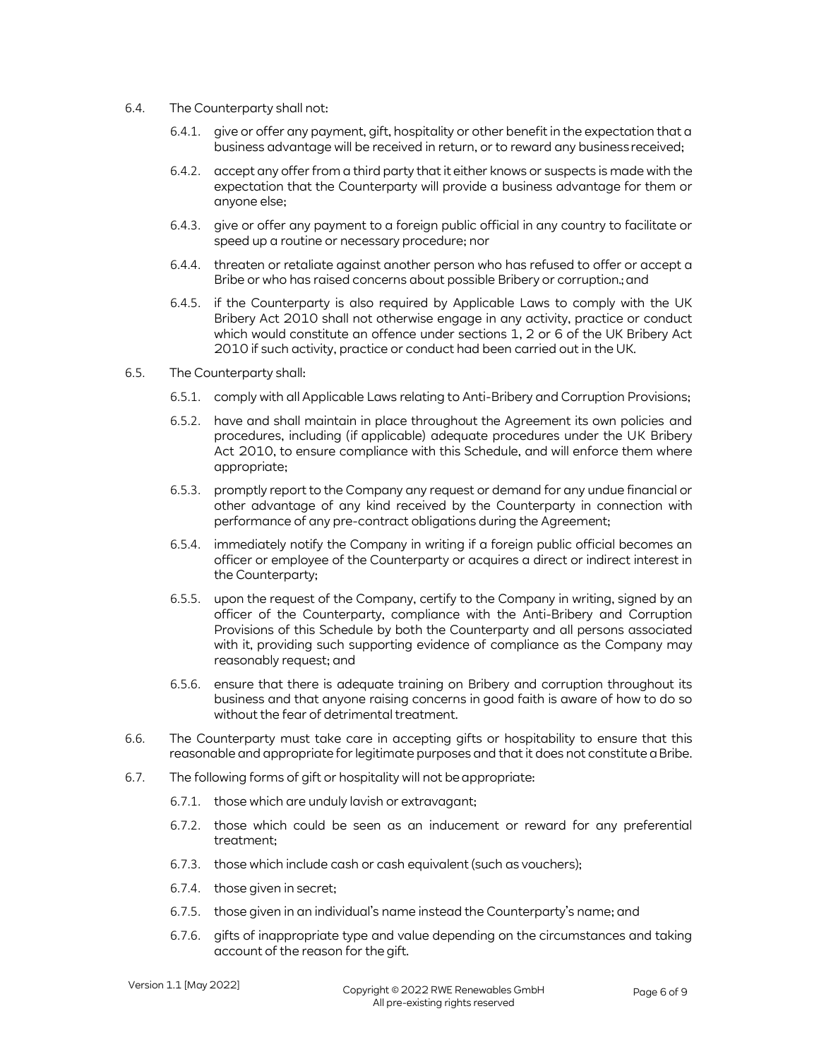6.4. The Counterparty shall not:

6.4.1. give or offer any payment, gift, hospitality or other benefit in the expectation that a business advantage will be received in return, or to reward any business received;

6.4.2. accept any offer from a third party that it either knows or suspects is made with the expectation that the Counterparty will provide a business advantage for them or anyone else;

6.4.3. give or offer any payment to a foreign public official in any country to facilitate or speed up a routine or necessary procedure; nor

6.4.4. threaten or retaliate against another person who has refused to offer or accept a Bribe or who has raised concerns about possible Bribery or corruption.; and

6.4.5. if the Counterparty is also required by Applicable Laws to comply with the UK Bribery Act 2010 shall not otherwise engage in any activity, practice or conduct which would constitute an offence under sections 1, 2 or 6 of the UK Bribery Act 2010 if such activity, practice or conduct had been carried out in the UK.

6.5. The Counterparty shall:

6.5.1. comply with all Applicable Laws relating to Anti-Bribery and Corruption Provisions;

6.5.2. have and shall maintain in place throughout the Agreement its own policies and procedures, including (if applicable) adequate procedures under the UK Bribery Act 2010, to ensure compliance with this Schedule, and will enforce them where appropriate;

6.5.3. promptly report to the Company any request or demand for any undue financial or other advantage of any kind received by the Counterparty in connection with performance of any pre-contract obligations during the Agreement;

6.5.4. immediately notify the Company in writing if a foreign public official becomes an officer or employee of the Counterparty or acquires a direct or indirect interest in the Counterparty;

6.5.5. upon the request of the Company, certify to the Company in writing, signed by an officer of the Counterparty, compliance with the Anti-Bribery and Corruption Provisions of this Schedule by both the Counterparty and all persons associated with it, providing such supporting evidence of compliance as the Company may reasonably request; and

6.5.6. ensure that there is adequate training on Bribery and corruption throughout its business and that anyone raising concerns in good faith is aware of how to do so without the fear of detrimental treatment.

6.6. The Counterparty must take care in accepting gifts or hospitability to ensure that this reasonable and appropriate for legitimate purposes and that it does not constitute a Bribe.

6.7. The following forms of gift or hospitality will not be appropriate:

6.7.1. those which are unduly lavish or extravagant;

6.7.2. those which could be seen as an inducement or reward for any preferential treatment;

6.7.3. those which include cash or cash equivalent (such as vouchers);

6.7.4. those given in secret;

6.7.5. those given in an individual's name instead the Counterparty's name; and

6.7.6. gifts of inappropriate type and value depending on the circumstances and taking account of the reason for the gift.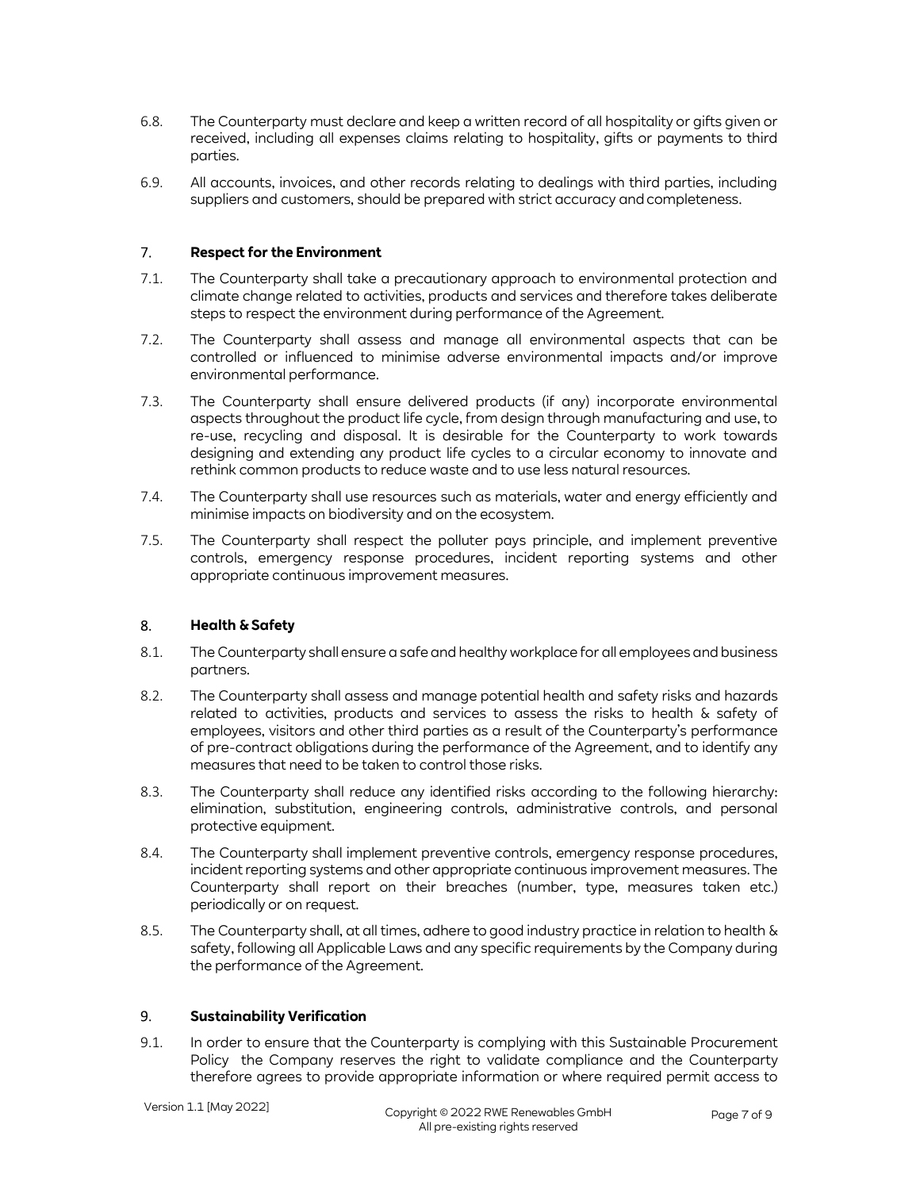6.8. The Counterparty must declare and keep a written record of all hospitality or gifts given or received, including all expenses claims relating to hospitality, gifts or payments to third parties.

6.9. All accounts, invoices, and other records relating to dealings with third parties, including suppliers and customers, should be prepared with strict accuracy and completeness.

## 7. Respect for the Environment

7.1. The Counterparty shall take a precautionary approach to environmental protection and climate change related to activities, products and services and therefore takes deliberate steps to respect the environment during performance of the Agreement.

7.2. The Counterparty shall assess and manage all environmental aspects that can be controlled or influenced to minimise adverse environmental impacts and/or improve environmental performance.

7.3. The Counterparty shall ensure delivered products (if any) incorporate environmental aspects throughout the product life cycle, from design through manufacturing and use, to re-use, recycling and disposal. It is desirable for the Counterparty to work towards designing and extending any product life cycles to a circular economy to innovate and rethink common products to reduce waste and to use less natural resources.

7.4. The Counterparty shall use resources such as materials, water and energy efficiently and minimise impacts on biodiversity and on the ecosystem.

7.5. The Counterparty shall respect the polluter pays principle, and implement preventive controls, emergency response procedures, incident reporting systems and other appropriate continuous improvement measures.

## 8. Health & Safety

8.1. The Counterparty shall ensure a safe and healthy workplace for all employees and business partners.

8.2. The Counterparty shall assess and manage potential health and safety risks and hazards related to activities, products and services to assess the risks to health & safety of employees, visitors and other third parties as a result of the Counterparty's performance of pre-contract obligations during the performance of the Agreement, and to identify any measures that need to be taken to control those risks.

8.3. The Counterparty shall reduce any identified risks according to the following hierarchy: elimination, substitution, engineering controls, administrative controls, and personal protective equipment.

8.4. The Counterparty shall implement preventive controls, emergency response procedures, incident reporting systems and other appropriate continuous improvement measures. The Counterparty shall report on their breaches (number, type, measures taken etc.) periodically or on request.

8.5. The Counterparty shall, at all times, adhere to good industry practice in relation to health & safety, following all Applicable Laws and any specific requirements by the Company during the performance of the Agreement.

## 9. Sustainability Verification

9.1. In order to ensure that the Counterparty is complying with this Sustainable Procurement Policy the Company reserves the right to validate compliance and the Counterparty therefore agrees to provide appropriate information or where required permit access to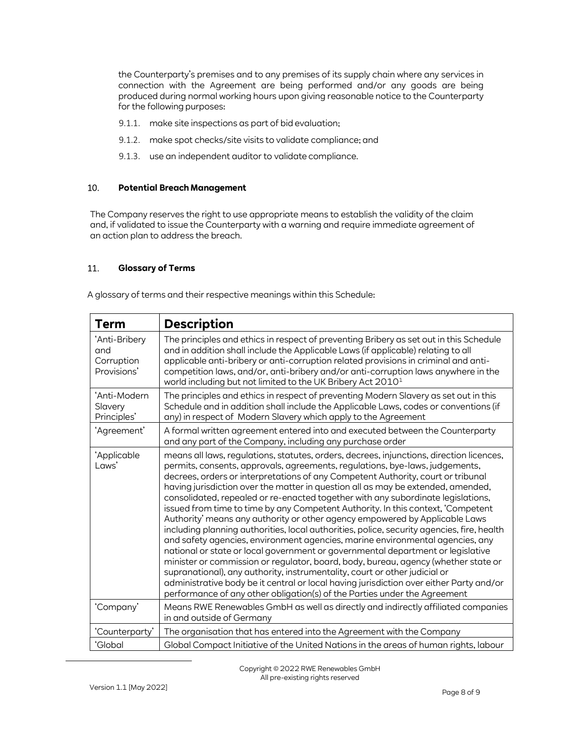the Counterparty's premises and to any premises of its supply chain where any services in connection with the Agreement are being performed and/or any goods are being produced during normal working hours upon giving reasonable notice to the Counterparty for the following purposes:

9.1.1. make site inspections as part of bid evaluation;

9.1.2. make spot checks/site visits to validate compliance; and

9.1.3. use an independent auditor to validate compliance.

## 10. Potential Breach Management

The Company reserves the right to use appropriate means to establish the validity of the claim and, if validated to issue the Counterparty with a warning and require immediate agreement of an action plan to address the breach.

## 11. Glossary of Terms

A glossary of terms and their respective meanings within this Schedule:

| Term | Description |
|---|---|
| 'Anti-Bribery and Corruption Provisions' | The principles and ethics in respect of preventing Bribery as set out in this Schedule and in addition shall include the Applicable Laws (if applicable) relating to all applicable anti-bribery or anti-corruption related provisions in criminal and anti-competition laws, and/or, anti-bribery and/or anti-corruption laws anywhere in the world including but not limited to the UK Bribery Act 2010[1] |
| 'Anti-Modern Slavery Principles' | The principles and ethics in respect of preventing Modern Slavery as set out in this Schedule and in addition shall include the Applicable Laws, codes or conventions (if any) in respect of Modern Slavery which apply to the Agreement |
| 'Agreement' | A formal written agreement entered into and executed between the Counterparty and any part of the Company, including any purchase order |
| 'Applicable Laws' | means all laws, regulations, statutes, orders, decrees, injunctions, direction licences, permits, consents, approvals, agreements, regulations, bye-laws, judgements, decrees, orders or interpretations of any Competent Authority, court or tribunal having jurisdiction over the matter in question all as may be extended, amended, consolidated, repealed or re-enacted together with any subordinate legislations, issued from time to time by any Competent Authority. In this context, 'Competent Authority' means any authority or other agency empowered by Applicable Laws including planning authorities, local authorities, police, security agencies, fire, health and safety agencies, environment agencies, marine environmental agencies, any national or state or local government or governmental department or legislative minister or commission or regulator, board, body, bureau, agency (whether state or supranational), any authority, instrumentality, court or other judicial or administrative body be it central or local having jurisdiction over either Party and/or performance of any other obligation(s) of the Parties under the Agreement |
| 'Company' | Means RWE Renewables GmbH as well as directly and indirectly affiliated companies in and outside of Germany |
| 'Counterparty' | The organisation that has entered into the Agreement with the Company |
| 'Global | Global Compact Initiative of the United Nations in the areas of human rights, labour |

Copyright © 2022 RWE Renewables GmbH
All pre-existing rights reserved

Version 1.1 [May 2022]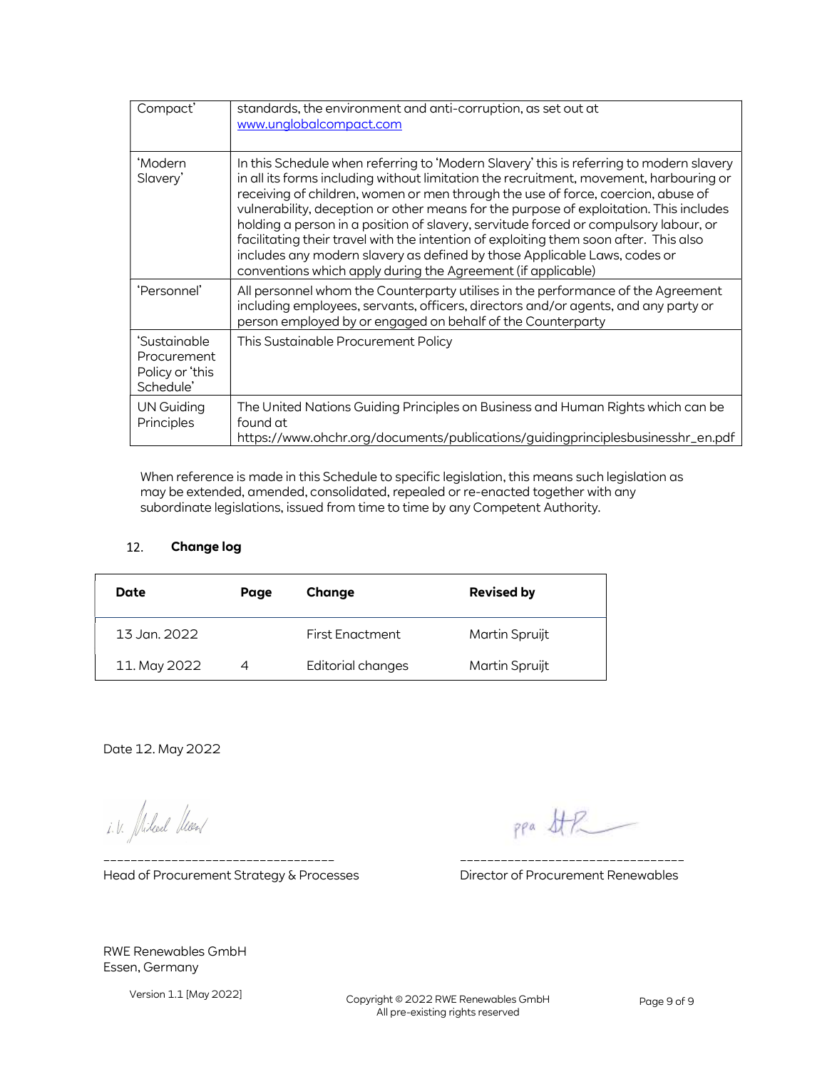| | |
|---|---|
| Compact' | standards, the environment and anti-corruption, as set out at www.unglobalcompact.com |
| 'Modern Slavery' | In this Schedule when referring to 'Modern Slavery' this is referring to modern slavery in all its forms including without limitation the recruitment, movement, harbouring or receiving of children, women or men through the use of force, coercion, abuse of vulnerability, deception or other means for the purpose of exploitation. This includes holding a person in a position of slavery, servitude forced or compulsory labour, or facilitating their travel with the intention of exploiting them soon after. This also includes any modern slavery as defined by those Applicable Laws, codes or conventions which apply during the Agreement (if applicable) |
| 'Personnel' | All personnel whom the Counterparty utilises in the performance of the Agreement including employees, servants, officers, directors and/or agents, and any party or person employed by or engaged on behalf of the Counterparty |
| 'Sustainable Procurement Policy or 'this Schedule' | This Sustainable Procurement Policy |
| UN Guiding Principles | The United Nations Guiding Principles on Business and Human Rights which can be found at https://www.ohchr.org/documents/publications/guidingprinciplesbusinesshr_en.pdf |

When reference is made in this Schedule to specific legislation, this means such legislation as may be extended, amended, consolidated, repealed or re-enacted together with any subordinate legislations, issued from time to time by any Competent Authority.

## 12. Change log

| Date | Page | Change | Revised by |
|---|---|---|---|
| 13 Jan. 2022 | | First Enactment | Martin Spruijt |
| 11. May 2022 | 4 | Editorial changes | Martin Spruijt |

Date 12. May 2022

i.V. [signature]

Head of Procurement Strategy & Processes

ppa [signature]

Director of Procurement Renewables

RWE Renewables GmbH
Essen, Germany

Version 1.1 [May 2022]

Copyright © 2022 RWE Renewables GmbH
All pre-existing rights reserved